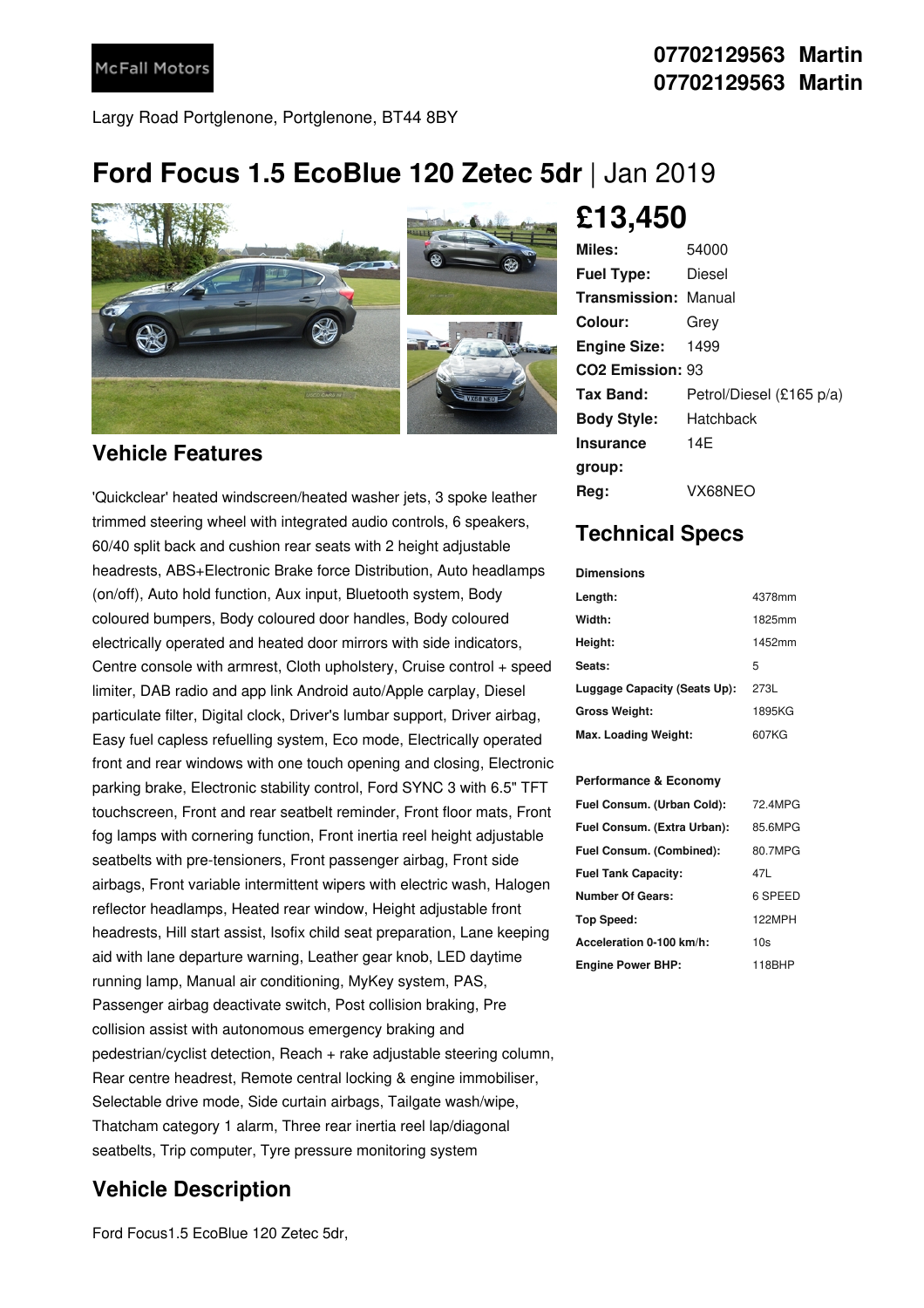McFall Motors

**07702129563 Martin**
**07702129563 Martin**

Largy Road Portglenone, Portglenone, BT44 8BY

# Ford Focus 1.5 EcoBlue 120 Zetec 5dr | Jan 2019

## £13,450

| | |
|---|---|
| **Miles:** | 54000 |
| **Fuel Type:** | Diesel |
| **Transmission:** | Manual |
| **Colour:** | Grey |
| **Engine Size:** | 1499 |
| **CO2 Emission:** | 93 |
| **Tax Band:** | Petrol/Diesel (£165 p/a) |
| **Body Style:** | Hatchback |
| **Insurance group:** | 14E |
| **Reg:** | VX68NEO |

## Vehicle Features

'Quickclear' heated windscreen/heated washer jets, 3 spoke leather trimmed steering wheel with integrated audio controls, 6 speakers, 60/40 split back and cushion rear seats with 2 height adjustable headrests, ABS+Electronic Brake force Distribution, Auto headlamps (on/off), Auto hold function, Aux input, Bluetooth system, Body coloured bumpers, Body coloured door handles, Body coloured electrically operated and heated door mirrors with side indicators, Centre console with armrest, Cloth upholstery, Cruise control + speed limiter, DAB radio and app link Android auto/Apple carplay, Diesel particulate filter, Digital clock, Driver's lumbar support, Driver airbag, Easy fuel capless refuelling system, Eco mode, Electrically operated front and rear windows with one touch opening and closing, Electronic parking brake, Electronic stability control, Ford SYNC 3 with 6.5" TFT touchscreen, Front and rear seatbelt reminder, Front floor mats, Front fog lamps with cornering function, Front inertia reel height adjustable seatbelts with pre-tensioners, Front passenger airbag, Front side airbags, Front variable intermittent wipers with electric wash, Halogen reflector headlamps, Heated rear window, Height adjustable front headrests, Hill start assist, Isofix child seat preparation, Lane keeping aid with lane departure warning, Leather gear knob, LED daytime running lamp, Manual air conditioning, MyKey system, PAS, Passenger airbag deactivate switch, Post collision braking, Pre collision assist with autonomous emergency braking and pedestrian/cyclist detection, Reach + rake adjustable steering column, Rear centre headrest, Remote central locking & engine immobiliser, Selectable drive mode, Side curtain airbags, Tailgate wash/wipe, Thatcham category 1 alarm, Three rear inertia reel lap/diagonal seatbelts, Trip computer, Tyre pressure monitoring system

## Technical Specs

**Dimensions**

| | |
|---|---|
| **Length:** | 4378mm |
| **Width:** | 1825mm |
| **Height:** | 1452mm |
| **Seats:** | 5 |
| **Luggage Capacity (Seats Up):** | 273L |
| **Gross Weight:** | 1895KG |
| **Max. Loading Weight:** | 607KG |

**Performance & Economy**

| | |
|---|---|
| **Fuel Consum. (Urban Cold):** | 72.4MPG |
| **Fuel Consum. (Extra Urban):** | 85.6MPG |
| **Fuel Consum. (Combined):** | 80.7MPG |
| **Fuel Tank Capacity:** | 47L |
| **Number Of Gears:** | 6 SPEED |
| **Top Speed:** | 122MPH |
| **Acceleration 0-100 km/h:** | 10s |
| **Engine Power BHP:** | 118BHP |

## Vehicle Description

Ford Focus1.5 EcoBlue 120 Zetec 5dr,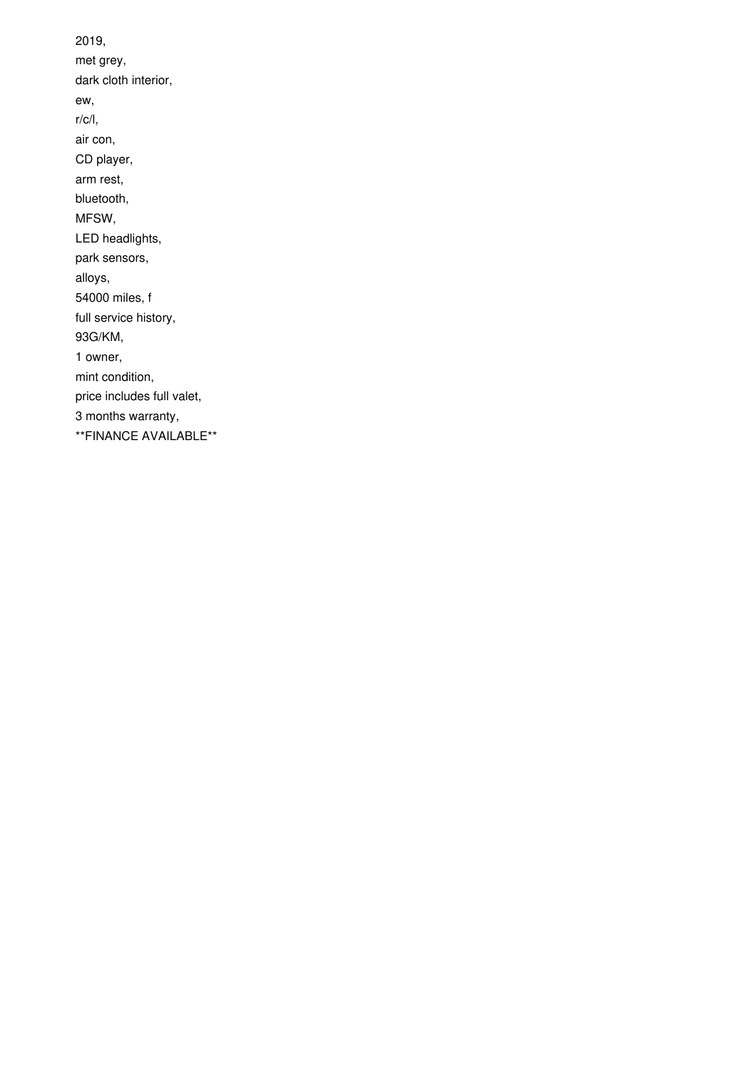2019,
met grey,
dark cloth interior,
ew,
r/c/l,
air con,
CD player,
arm rest,
bluetooth,
MFSW,
LED headlights,
park sensors,
alloys,
54000 miles, f
full service history,
93G/KM,
1 owner,
mint condition,
price includes full valet,
3 months warranty,
**FINANCE AVAILABLE**